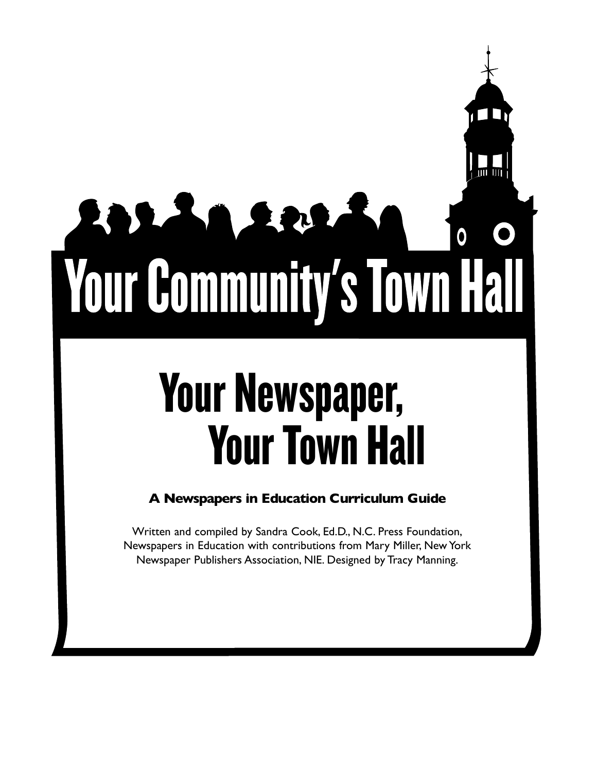# Your Community's Town Hall

# Your Newspaper, Your Town Hall

**A Newspapers in Education Curriculum Guide**

Written and compiled by Sandra Cook, Ed.D., N.C. Press Foundation, Newspapers in Education with contributions from Mary Miller, New York Newspaper Publishers Association, NIE. Designed by Tracy Manning.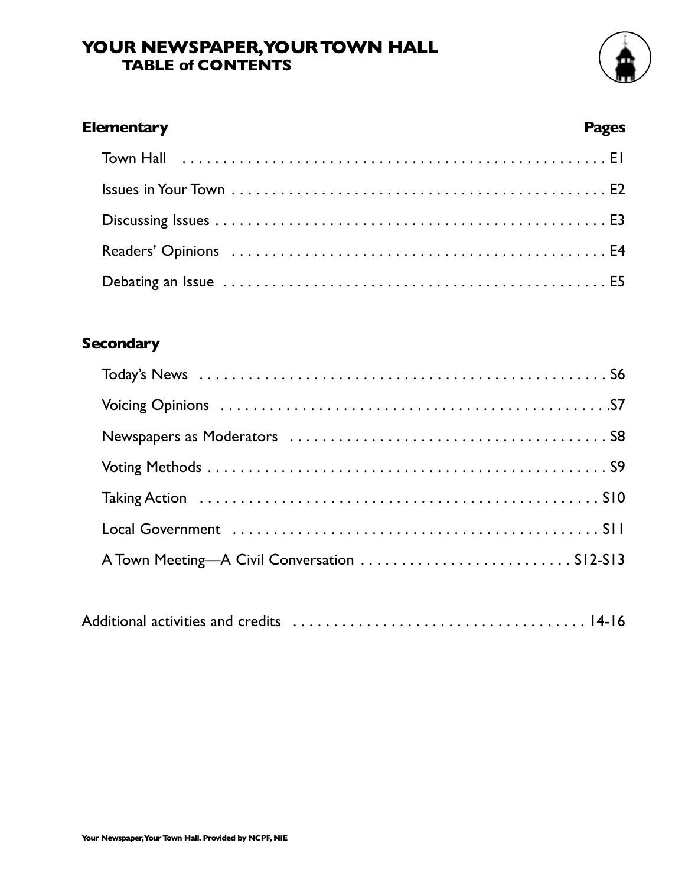# YOUR NEWSPAPER, YOUR TOWN HALL
## TABLE of CONTENTS

| **Elementary** | **Pages** |
|---|---|
| Town Hall | E1 |
| Issues in Your Town | E2 |
| Discussing Issues | E3 |
| Readers' Opinions | E4 |
| Debating an Issue | E5 |

| **Secondary** | |
|---|---|
| Today's News | S6 |
| Voicing Opinions | S7 |
| Newspapers as Moderators | S8 |
| Voting Methods | S9 |
| Taking Action | S10 |
| Local Government | S11 |
| A Town Meeting—A Civil Conversation | S12-S13 |

| | |
|---|---|
| Additional activities and credits | 14-16 |

**Your Newspaper, Your Town Hall. Provided by NCPF, NIE**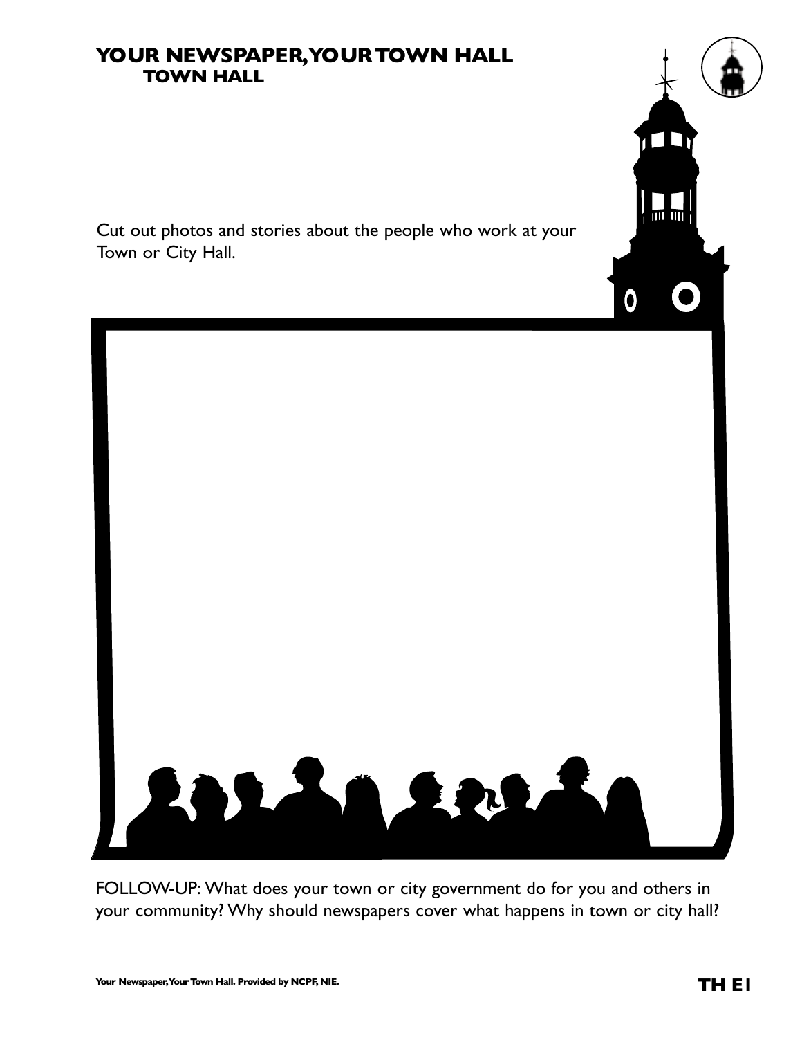# YOUR NEWSPAPER, YOUR TOWN HALL

## TOWN HALL

Cut out photos and stories about the people who work at your Town or City Hall.

FOLLOW-UP: What does your town or city government do for you and others in your community? Why should newspapers cover what happens in town or city hall?

**Your Newspaper, Your Town Hall. Provided by NCPF, NIE.**

**TH E1**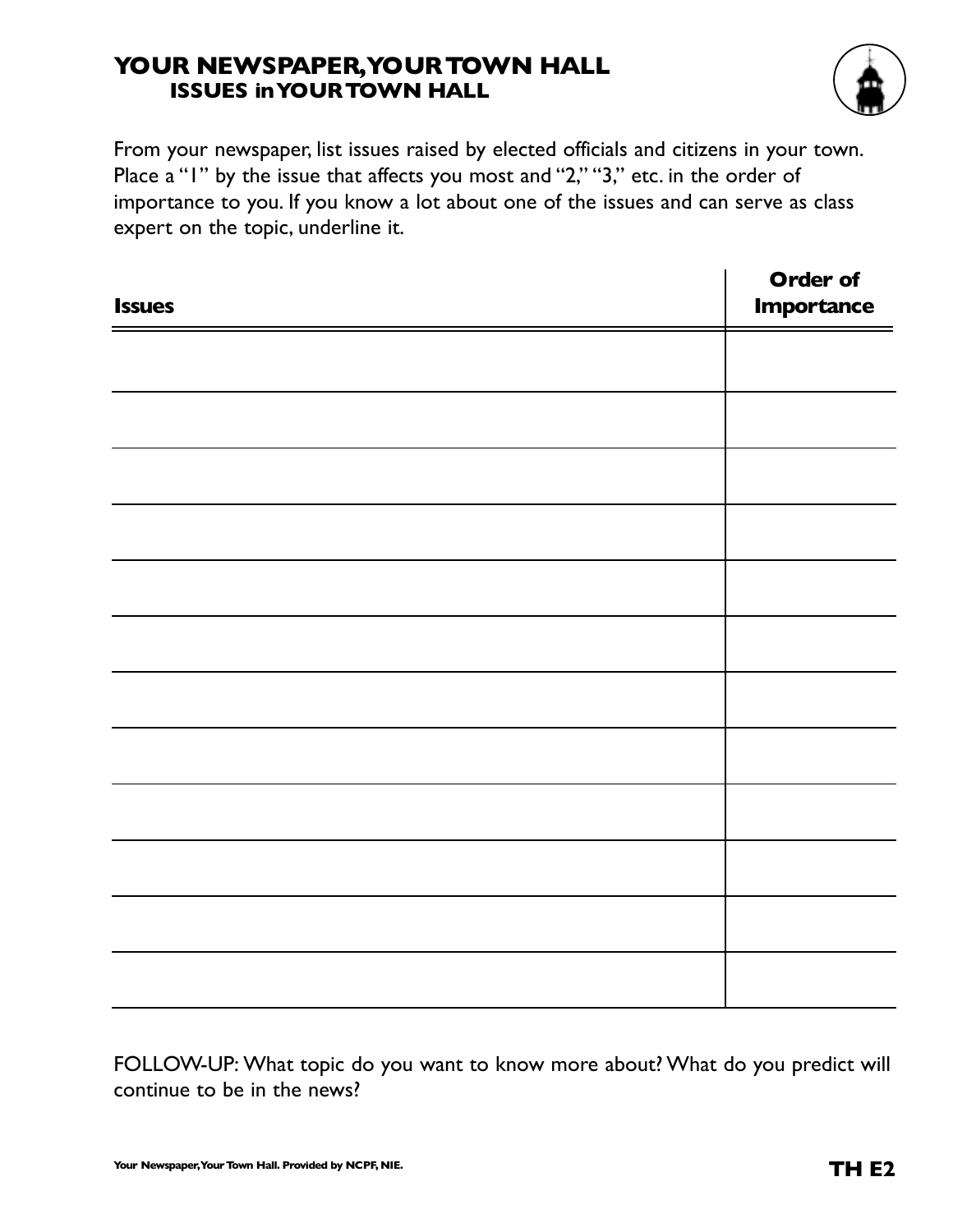# YOUR NEWSPAPER, YOUR TOWN HALL
## ISSUES in YOUR TOWN HALL

From your newspaper, list issues raised by elected officials and citizens in your town. Place a "1" by the issue that affects you most and "2," "3," etc. in the order of importance to you. If you know a lot about one of the issues and can serve as class expert on the topic, underline it.

| Issues | Order of Importance |
| --- | --- |
| | |
| | |
| | |
| | |
| | |
| | |
| | |
| | |
| | |
| | |
| | |
| | |

FOLLOW-UP: What topic do you want to know more about? What do you predict will continue to be in the news?

Your Newspaper, Your Town Hall. Provided by NCPF, NIE.

TH E2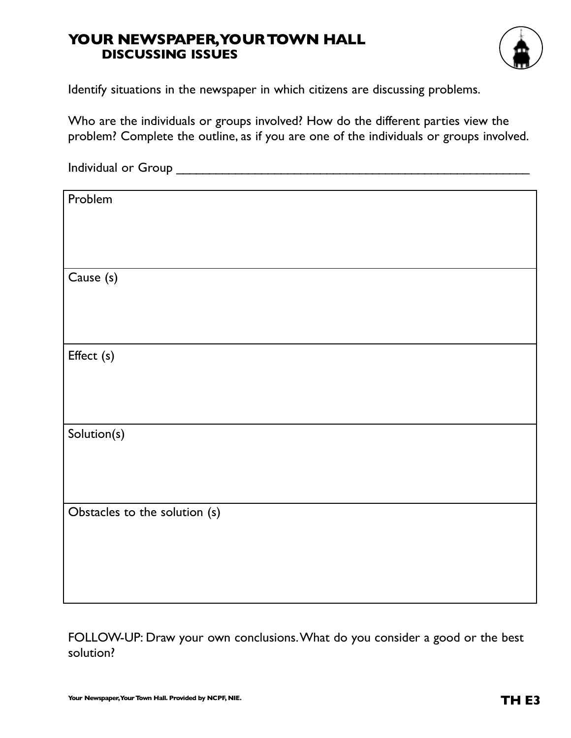# YOUR NEWSPAPER, YOUR TOWN HALL
## DISCUSSING ISSUES

Identify situations in the newspaper in which citizens are discussing problems.

Who are the individuals or groups involved? How do the different parties view the problem? Complete the outline, as if you are one of the individuals or groups involved.

Individual or Group ______________________________________________________

| Problem |
| --- |
| |
| Cause (s) |
| |
| Effect (s) |
| |
| Solution(s) |
| |
| Obstacles to the solution (s) |
| |

FOLLOW-UP: Draw your own conclusions. What do you consider a good or the best solution?

Your Newspaper, Your Town Hall. Provided by NCPF, NIE.

TH E3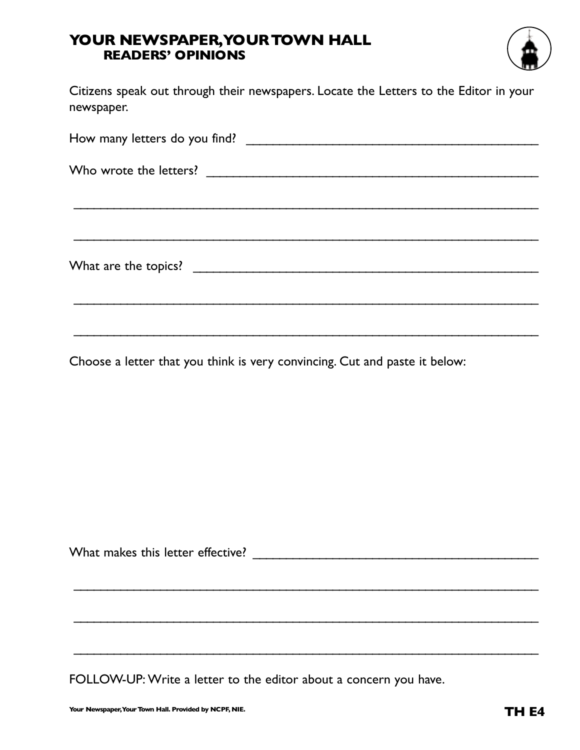# YOUR NEWSPAPER, YOUR TOWN HALL
## READERS' OPINIONS

Citizens speak out through their newspapers. Locate the Letters to the Editor in your newspaper.

How many letters do you find? ________________________________________

Who wrote the letters? ________________________________________

________________________________________________________________

________________________________________________________________

What are the topics? ________________________________________

________________________________________________________________

________________________________________________________________

Choose a letter that you think is very convincing. Cut and paste it below:

What makes this letter effective? ________________________________________

________________________________________________________________

________________________________________________________________

________________________________________________________________

FOLLOW-UP: Write a letter to the editor about a concern you have.

**Your Newspaper, Your Town Hall. Provided by NCPF, NIE.**

**TH E4**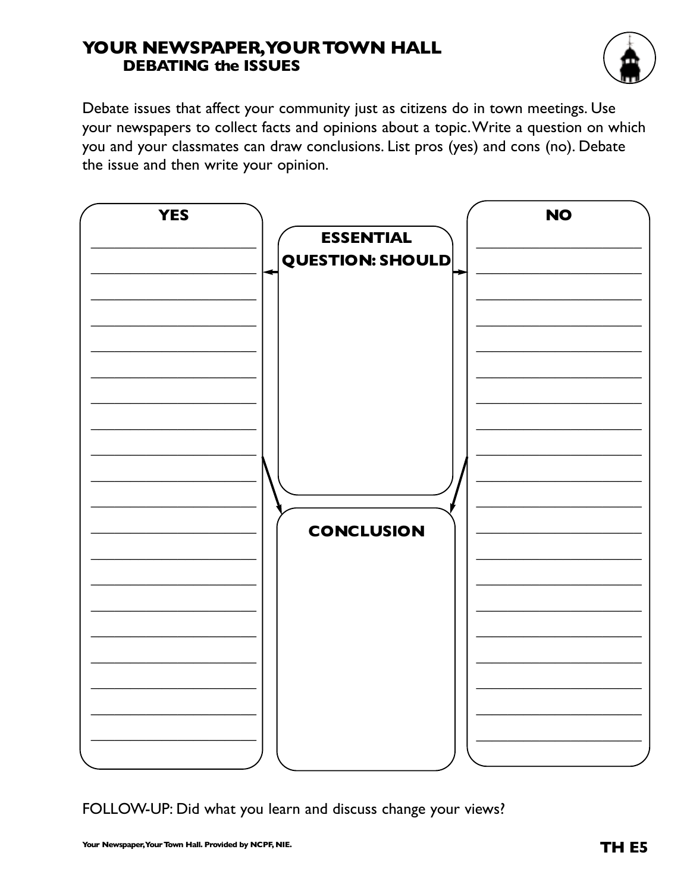# YOUR NEWSPAPER, YOUR TOWN HALL
## DEBATING the ISSUES

Debate issues that affect your community just as citizens do in town meetings. Use your newspapers to collect facts and opinions about a topic. Write a question on which you and your classmates can draw conclusions. List pros (yes) and cons (no). Debate the issue and then write your opinion.

**YES**

**ESSENTIAL QUESTION: SHOULD**

**NO**

**CONCLUSION**

FOLLOW-UP: Did what you learn and discuss change your views?

Your Newspaper, Your Town Hall. Provided by NCPF, NIE.

**TH E5**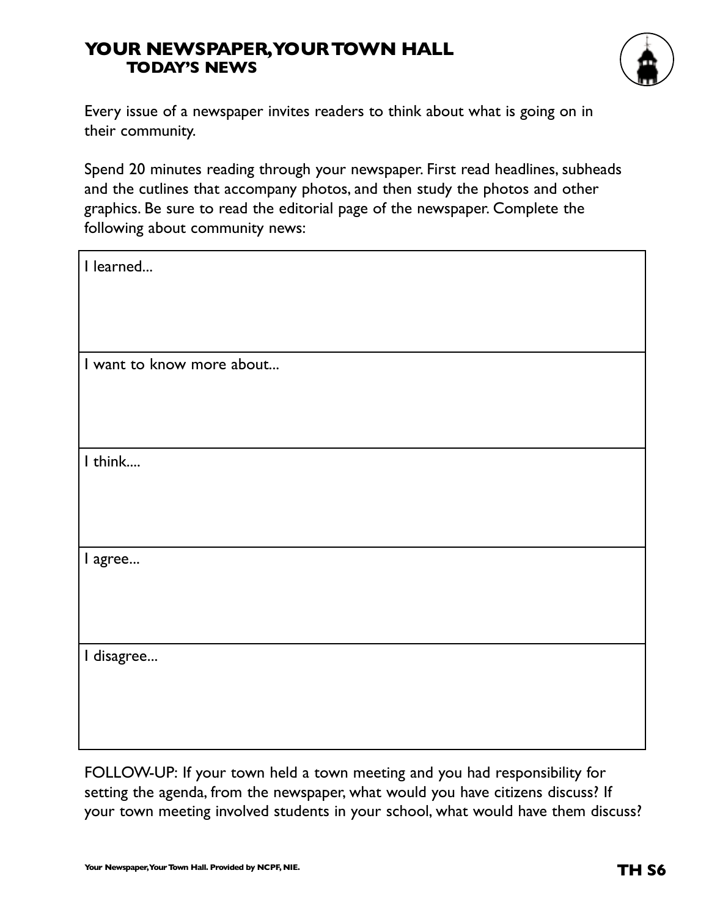# YOUR NEWSPAPER, YOUR TOWN HALL
## TODAY'S NEWS

Every issue of a newspaper invites readers to think about what is going on in their community.

Spend 20 minutes reading through your newspaper. First read headlines, subheads and the cutlines that accompany photos, and then study the photos and other graphics. Be sure to read the editorial page of the newspaper. Complete the following about community news:

| I learned... |
|---|
| I want to know more about... |
| I think.... |
| I agree... |
| I disagree... |

FOLLOW-UP: If your town held a town meeting and you had responsibility for setting the agenda, from the newspaper, what would you have citizens discuss? If your town meeting involved students in your school, what would have them discuss?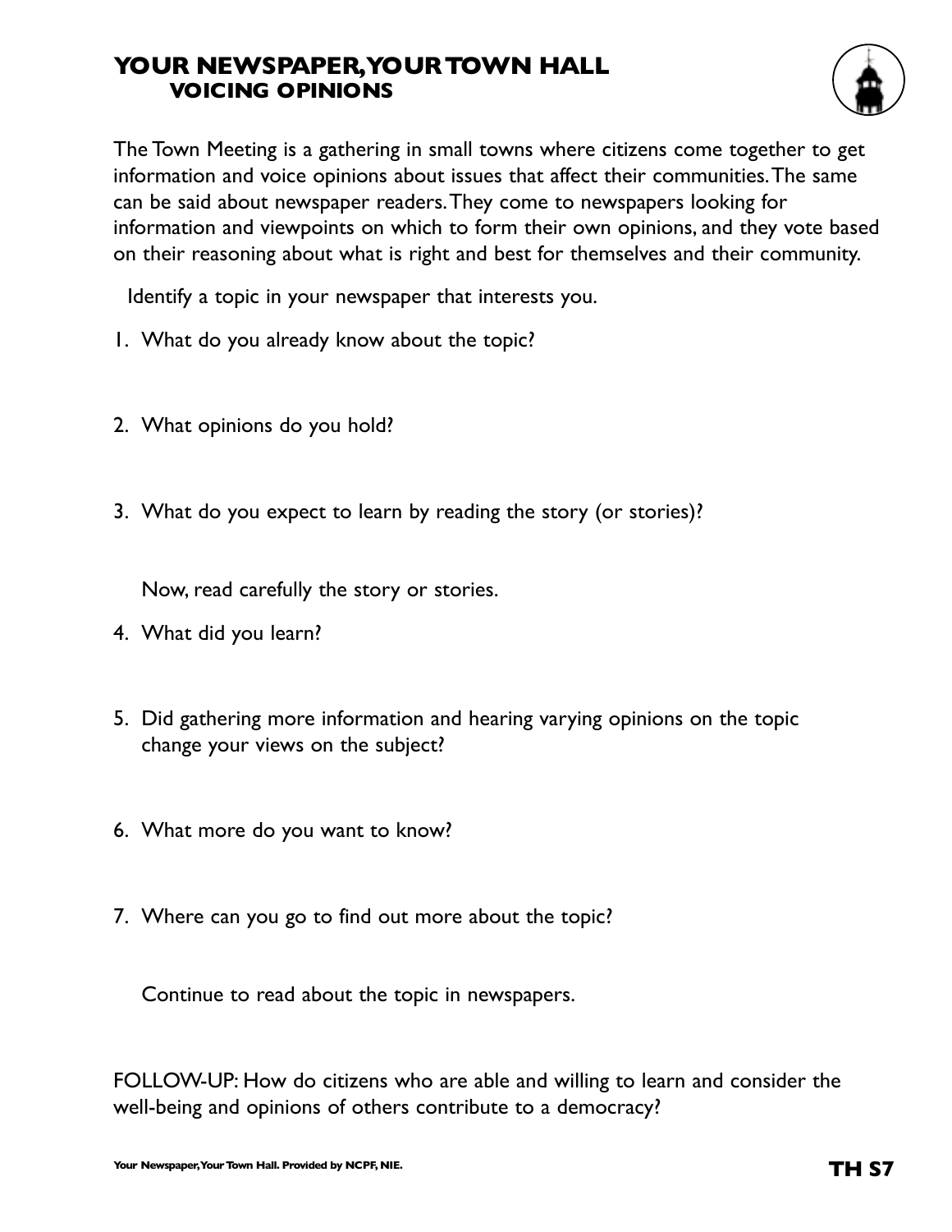# YOUR NEWSPAPER, YOUR TOWN HALL
## VOICING OPINIONS

The Town Meeting is a gathering in small towns where citizens come together to get information and voice opinions about issues that affect their communities. The same can be said about newspaper readers. They come to newspapers looking for information and viewpoints on which to form their own opinions, and they vote based on their reasoning about what is right and best for themselves and their community.

Identify a topic in your newspaper that interests you.

1. What do you already know about the topic?

2. What opinions do you hold?

3. What do you expect to learn by reading the story (or stories)?

   Now, read carefully the story or stories.

4. What did you learn?

5. Did gathering more information and hearing varying opinions on the topic change your views on the subject?

6. What more do you want to know?

7. Where can you go to find out more about the topic?

   Continue to read about the topic in newspapers.

FOLLOW-UP: How do citizens who are able and willing to learn and consider the well-being and opinions of others contribute to a democracy?

Your Newspaper, Your Town Hall. Provided by NCPF, NIE.

TH S7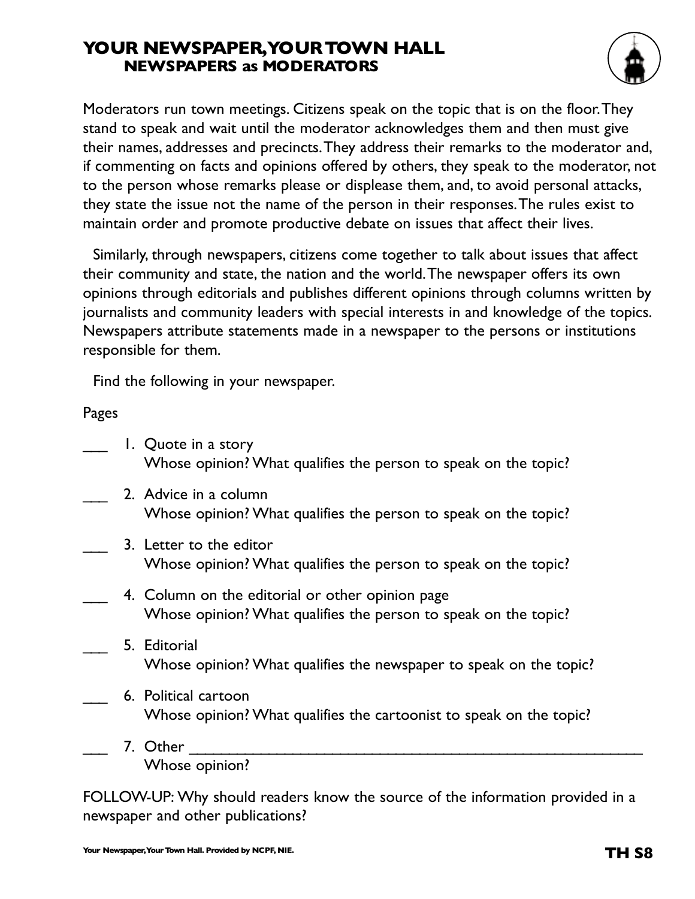# YOUR NEWSPAPER, YOUR TOWN HALL
## NEWSPAPERS as MODERATORS

Moderators run town meetings. Citizens speak on the topic that is on the floor. They stand to speak and wait until the moderator acknowledges them and then must give their names, addresses and precincts. They address their remarks to the moderator and, if commenting on facts and opinions offered by others, they speak to the moderator, not to the person whose remarks please or displease them, and, to avoid personal attacks, they state the issue not the name of the person in their responses. The rules exist to maintain order and promote productive debate on issues that affect their lives.

Similarly, through newspapers, citizens come together to talk about issues that affect their community and state, the nation and the world. The newspaper offers its own opinions through editorials and publishes different opinions through columns written by journalists and community leaders with special interests in and knowledge of the topics. Newspapers attribute statements made in a newspaper to the persons or institutions responsible for them.

Find the following in your newspaper.

Pages

___ 1. Quote in a story
Whose opinion? What qualifies the person to speak on the topic?

___ 2. Advice in a column
Whose opinion? What qualifies the person to speak on the topic?

___ 3. Letter to the editor
Whose opinion? What qualifies the person to speak on the topic?

___ 4. Column on the editorial or other opinion page
Whose opinion? What qualifies the person to speak on the topic?

___ 5. Editorial
Whose opinion? What qualifies the newspaper to speak on the topic?

___ 6. Political cartoon
Whose opinion? What qualifies the cartoonist to speak on the topic?

___ 7. Other ______________________________________________________
Whose opinion?

FOLLOW-UP: Why should readers know the source of the information provided in a newspaper and other publications?

Your Newspaper, Your Town Hall. Provided by NCPF, NIE.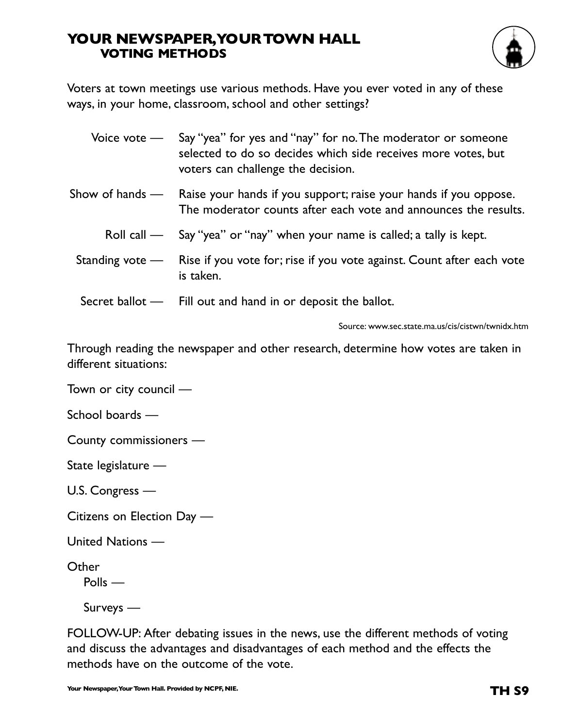# YOUR NEWSPAPER, YOUR TOWN HALL
## VOTING METHODS

Voters at town meetings use various methods. Have you ever voted in any of these ways, in your home, classroom, school and other settings?

- Voice vote — Say "yea" for yes and "nay" for no. The moderator or someone selected to do so decides which side receives more votes, but voters can challenge the decision.
- Show of hands — Raise your hands if you support; raise your hands if you oppose. The moderator counts after each vote and announces the results.
- Roll call — Say "yea" or "nay" when your name is called; a tally is kept.
- Standing vote — Rise if you vote for; rise if you vote against. Count after each vote is taken.
- Secret ballot — Fill out and hand in or deposit the ballot.

Source: www.sec.state.ma.us/cis/cistwn/twnidx.htm

Through reading the newspaper and other research, determine how votes are taken in different situations:

Town or city council —

School boards —

County commissioners —

State legislature —

U.S. Congress —

Citizens on Election Day —

United Nations —

Other

Polls —

Surveys —

FOLLOW-UP: After debating issues in the news, use the different methods of voting and discuss the advantages and disadvantages of each method and the effects the methods have on the outcome of the vote.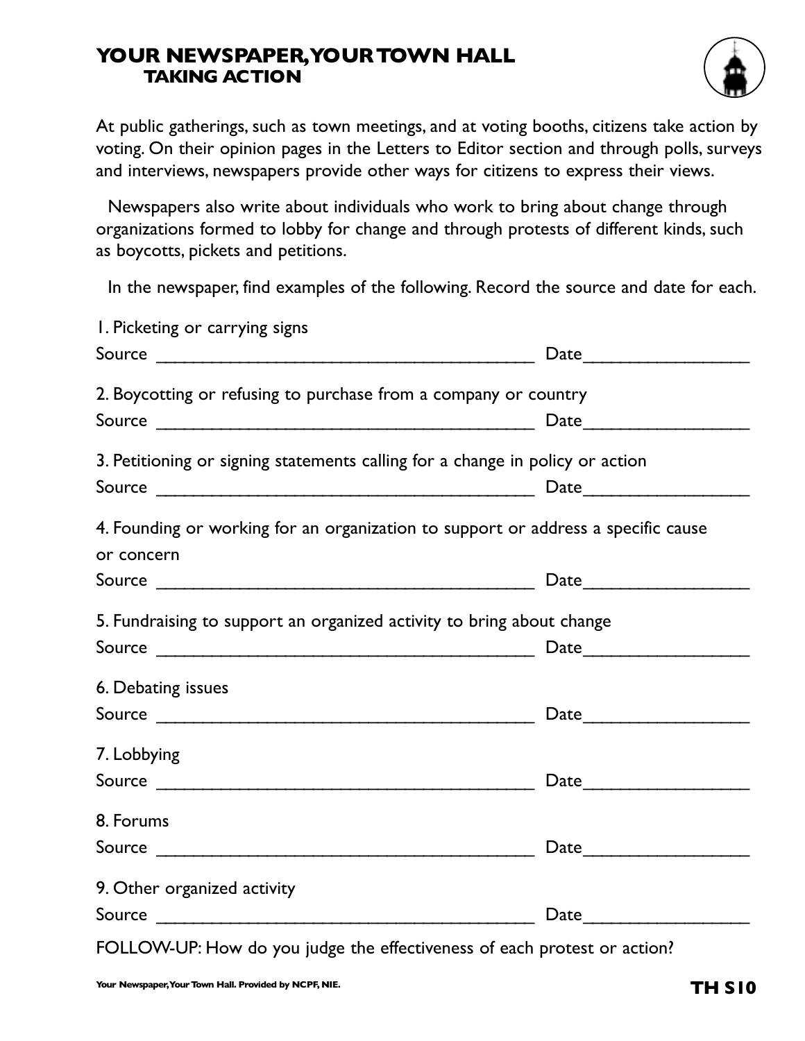# YOUR NEWSPAPER, YOUR TOWN HALL
## TAKING ACTION

At public gatherings, such as town meetings, and at voting booths, citizens take action by voting. On their opinion pages in the Letters to Editor section and through polls, surveys and interviews, newspapers provide other ways for citizens to express their views.

Newspapers also write about individuals who work to bring about change through organizations formed to lobby for change and through protests of different kinds, such as boycotts, pickets and petitions.

In the newspaper, find examples of the following. Record the source and date for each.

1. Picketing or carrying signs

Source ________________________________________ Date_________________

2. Boycotting or refusing to purchase from a company or country

Source ________________________________________ Date_________________

3. Petitioning or signing statements calling for a change in policy or action

Source ________________________________________ Date_________________

4. Founding or working for an organization to support or address a specific cause or concern

Source ________________________________________ Date_________________

5. Fundraising to support an organized activity to bring about change

Source ________________________________________ Date_________________

6. Debating issues

Source ________________________________________ Date_________________

7. Lobbying

Source ________________________________________ Date_________________

8. Forums

Source ________________________________________ Date_________________

9. Other organized activity

Source ________________________________________ Date_________________

FOLLOW-UP: How do you judge the effectiveness of each protest or action?

Your Newspaper, Your Town Hall. Provided by NCPF, NIE.

TH S10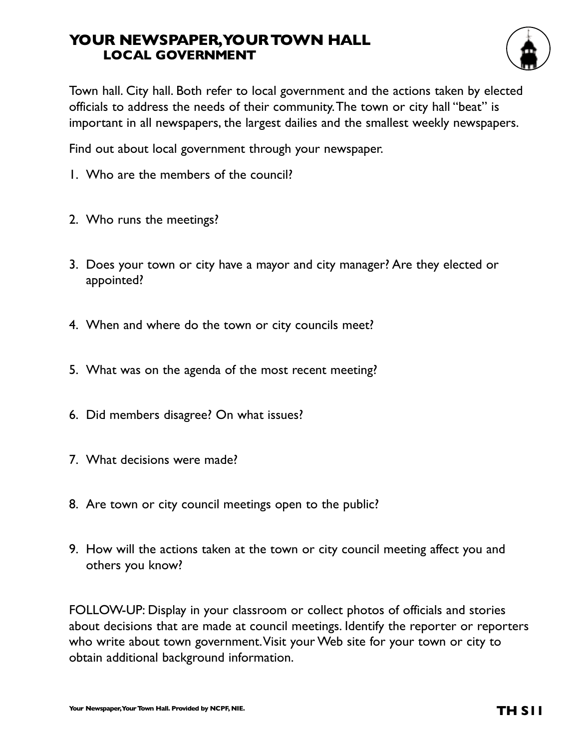# YOUR NEWSPAPER, YOUR TOWN HALL
## LOCAL GOVERNMENT

Town hall. City hall. Both refer to local government and the actions taken by elected officials to address the needs of their community. The town or city hall "beat" is important in all newspapers, the largest dailies and the smallest weekly newspapers.

Find out about local government through your newspaper.

1. Who are the members of the council?
2. Who runs the meetings?
3. Does your town or city have a mayor and city manager? Are they elected or appointed?
4. When and where do the town or city councils meet?
5. What was on the agenda of the most recent meeting?
6. Did members disagree? On what issues?
7. What decisions were made?
8. Are town or city council meetings open to the public?
9. How will the actions taken at the town or city council meeting affect you and others you know?

FOLLOW-UP: Display in your classroom or collect photos of officials and stories about decisions that are made at council meetings. Identify the reporter or reporters who write about town government. Visit your Web site for your town or city to obtain additional background information.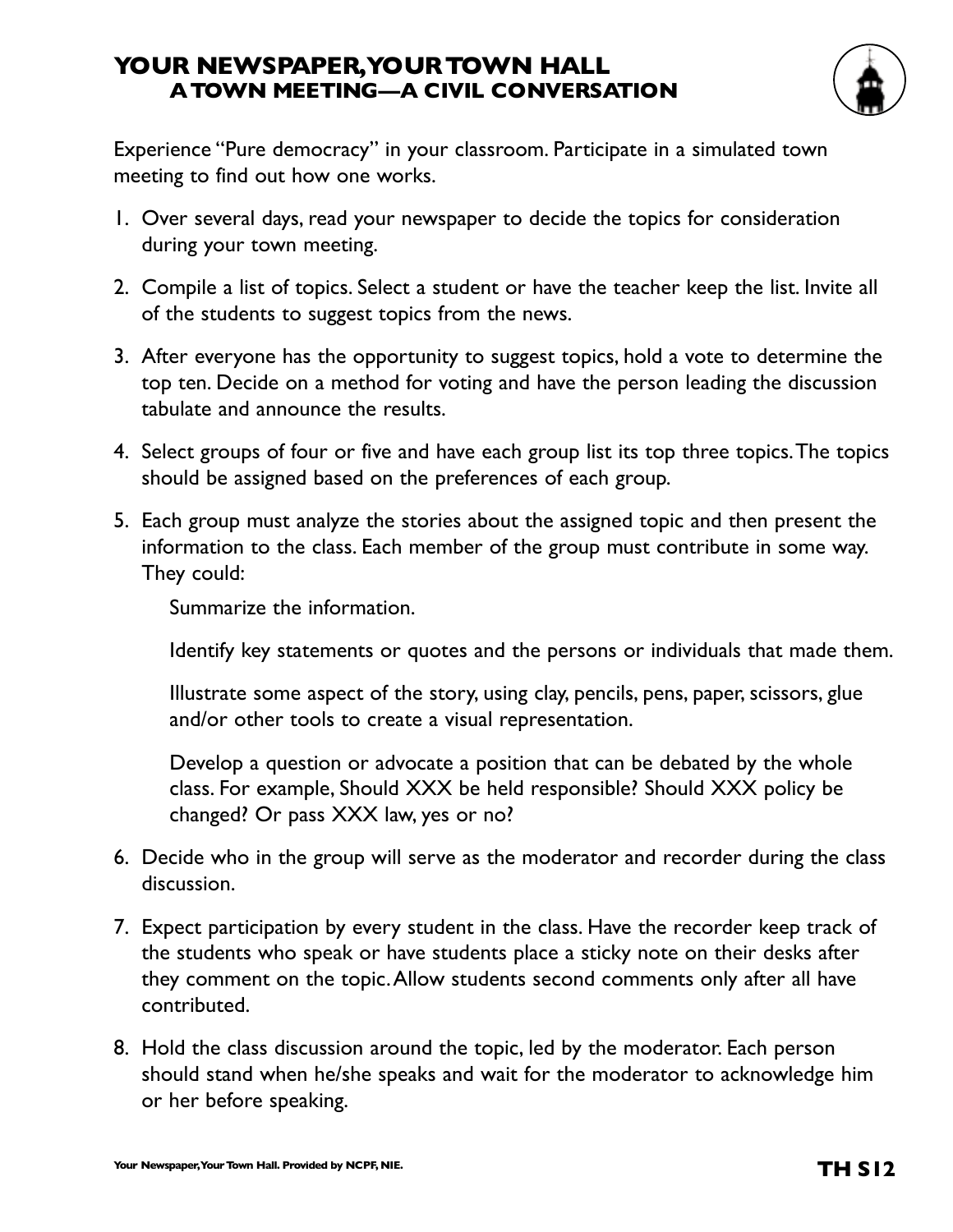# YOUR NEWSPAPER, YOUR TOWN HALL
## A TOWN MEETING—A CIVIL CONVERSATION

Experience "Pure democracy" in your classroom. Participate in a simulated town meeting to find out how one works.

1. Over several days, read your newspaper to decide the topics for consideration during your town meeting.

2. Compile a list of topics. Select a student or have the teacher keep the list. Invite all of the students to suggest topics from the news.

3. After everyone has the opportunity to suggest topics, hold a vote to determine the top ten. Decide on a method for voting and have the person leading the discussion tabulate and announce the results.

4. Select groups of four or five and have each group list its top three topics. The topics should be assigned based on the preferences of each group.

5. Each group must analyze the stories about the assigned topic and then present the information to the class. Each member of the group must contribute in some way. They could:

   Summarize the information.

   Identify key statements or quotes and the persons or individuals that made them.

   Illustrate some aspect of the story, using clay, pencils, pens, paper, scissors, glue and/or other tools to create a visual representation.

   Develop a question or advocate a position that can be debated by the whole class. For example, Should XXX be held responsible? Should XXX policy be changed? Or pass XXX law, yes or no?

6. Decide who in the group will serve as the moderator and recorder during the class discussion.

7. Expect participation by every student in the class. Have the recorder keep track of the students who speak or have students place a sticky note on their desks after they comment on the topic. Allow students second comments only after all have contributed.

8. Hold the class discussion around the topic, led by the moderator. Each person should stand when he/she speaks and wait for the moderator to acknowledge him or her before speaking.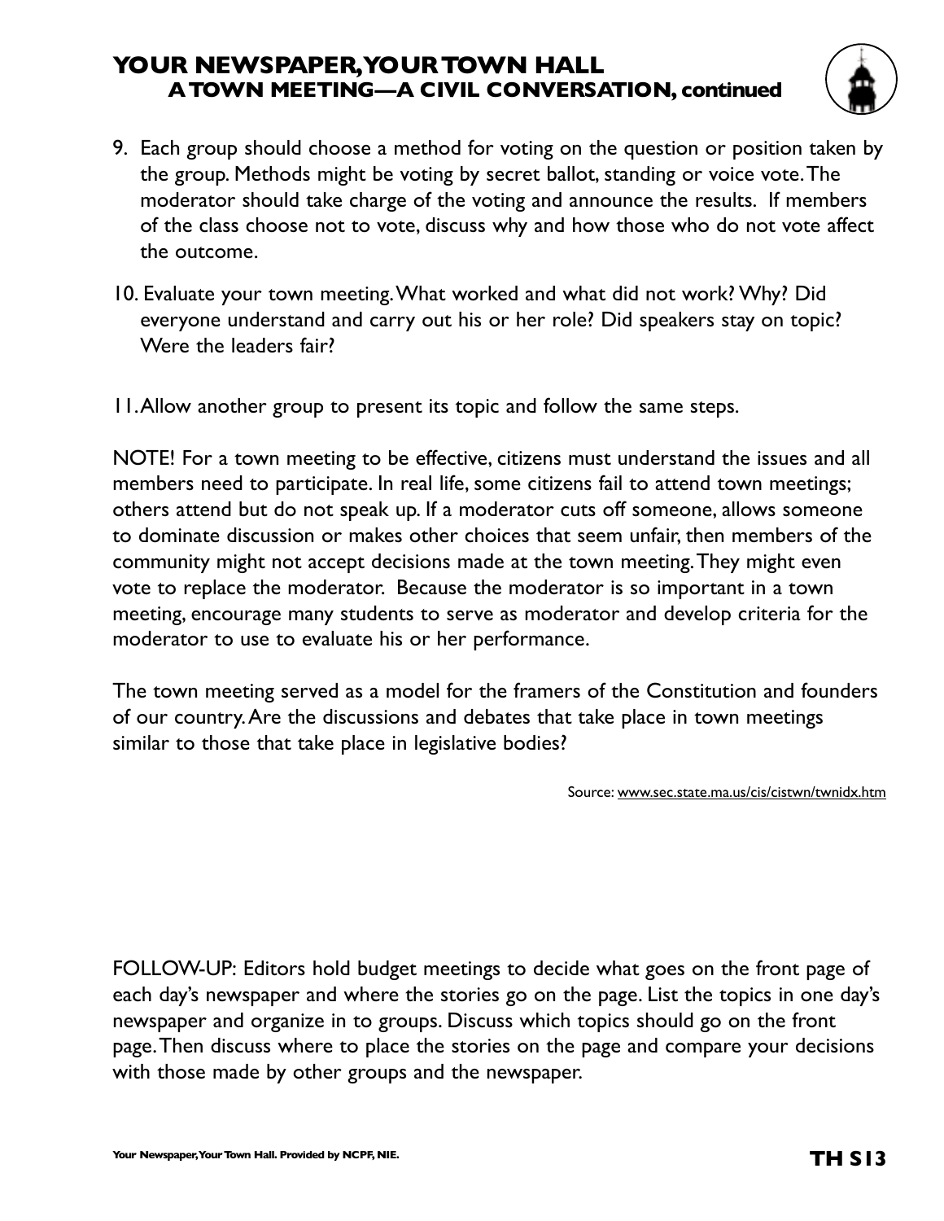## YOUR NEWSPAPER, YOUR TOWN HALL
### A TOWN MEETING—A CIVIL CONVERSATION, continued

9. Each group should choose a method for voting on the question or position taken by the group. Methods might be voting by secret ballot, standing or voice vote. The moderator should take charge of the voting and announce the results. If members of the class choose not to vote, discuss why and how those who do not vote affect the outcome.

10. Evaluate your town meeting. What worked and what did not work? Why? Did everyone understand and carry out his or her role? Did speakers stay on topic? Were the leaders fair?

11. Allow another group to present its topic and follow the same steps.

NOTE! For a town meeting to be effective, citizens must understand the issues and all members need to participate. In real life, some citizens fail to attend town meetings; others attend but do not speak up. If a moderator cuts off someone, allows someone to dominate discussion or makes other choices that seem unfair, then members of the community might not accept decisions made at the town meeting. They might even vote to replace the moderator. Because the moderator is so important in a town meeting, encourage many students to serve as moderator and develop criteria for the moderator to use to evaluate his or her performance.

The town meeting served as a model for the framers of the Constitution and founders of our country. Are the discussions and debates that take place in town meetings similar to those that take place in legislative bodies?

Source: www.sec.state.ma.us/cis/cistwn/twnidx.htm

FOLLOW-UP: Editors hold budget meetings to decide what goes on the front page of each day's newspaper and where the stories go on the page. List the topics in one day's newspaper and organize in to groups. Discuss which topics should go on the front page. Then discuss where to place the stories on the page and compare your decisions with those made by other groups and the newspaper.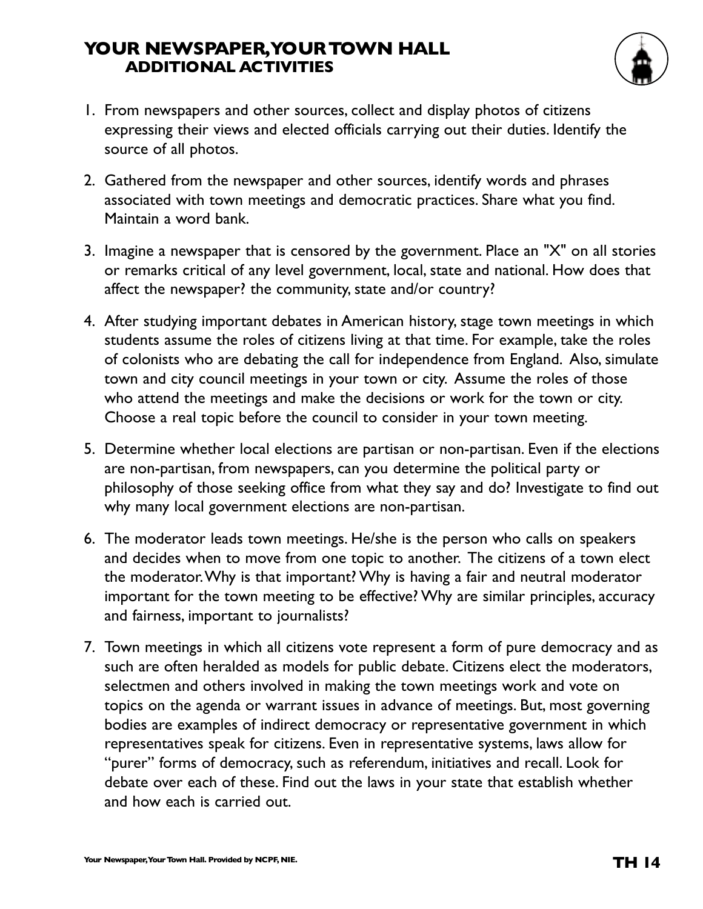# YOUR NEWSPAPER, YOUR TOWN HALL
## ADDITIONAL ACTIVITIES

1. From newspapers and other sources, collect and display photos of citizens expressing their views and elected officials carrying out their duties. Identify the source of all photos.

2. Gathered from the newspaper and other sources, identify words and phrases associated with town meetings and democratic practices. Share what you find. Maintain a word bank.

3. Imagine a newspaper that is censored by the government. Place an "X" on all stories or remarks critical of any level government, local, state and national. How does that affect the newspaper? the community, state and/or country?

4. After studying important debates in American history, stage town meetings in which students assume the roles of citizens living at that time. For example, take the roles of colonists who are debating the call for independence from England. Also, simulate town and city council meetings in your town or city. Assume the roles of those who attend the meetings and make the decisions or work for the town or city. Choose a real topic before the council to consider in your town meeting.

5. Determine whether local elections are partisan or non-partisan. Even if the elections are non-partisan, from newspapers, can you determine the political party or philosophy of those seeking office from what they say and do? Investigate to find out why many local government elections are non-partisan.

6. The moderator leads town meetings. He/she is the person who calls on speakers and decides when to move from one topic to another. The citizens of a town elect the moderator. Why is that important? Why is having a fair and neutral moderator important for the town meeting to be effective? Why are similar principles, accuracy and fairness, important to journalists?

7. Town meetings in which all citizens vote represent a form of pure democracy and as such are often heralded as models for public debate. Citizens elect the moderators, selectmen and others involved in making the town meetings work and vote on topics on the agenda or warrant issues in advance of meetings. But, most governing bodies are examples of indirect democracy or representative government in which representatives speak for citizens. Even in representative systems, laws allow for "purer" forms of democracy, such as referendum, initiatives and recall. Look for debate over each of these. Find out the laws in your state that establish whether and how each is carried out.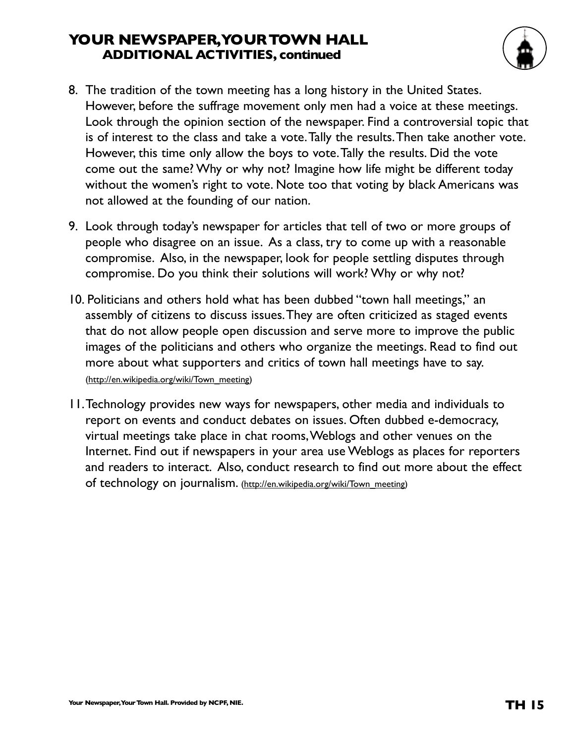# YOUR NEWSPAPER, YOUR TOWN HALL
## ADDITIONAL ACTIVITIES, continued

8. The tradition of the town meeting has a long history in the United States. However, before the suffrage movement only men had a voice at these meetings. Look through the opinion section of the newspaper. Find a controversial topic that is of interest to the class and take a vote. Tally the results. Then take another vote. However, this time only allow the boys to vote. Tally the results. Did the vote come out the same? Why or why not? Imagine how life might be different today without the women's right to vote. Note too that voting by black Americans was not allowed at the founding of our nation.

9. Look through today's newspaper for articles that tell of two or more groups of people who disagree on an issue. As a class, try to come up with a reasonable compromise. Also, in the newspaper, look for people settling disputes through compromise. Do you think their solutions will work? Why or why not?

10. Politicians and others hold what has been dubbed "town hall meetings," an assembly of citizens to discuss issues. They are often criticized as staged events that do not allow people open discussion and serve more to improve the public images of the politicians and others who organize the meetings. Read to find out more about what supporters and critics of town hall meetings have to say. (http://en.wikipedia.org/wiki/Town_meeting)

11. Technology provides new ways for newspapers, other media and individuals to report on events and conduct debates on issues. Often dubbed e-democracy, virtual meetings take place in chat rooms, Weblogs and other venues on the Internet. Find out if newspapers in your area use Weblogs as places for reporters and readers to interact. Also, conduct research to find out more about the effect of technology on journalism. (http://en.wikipedia.org/wiki/Town_meeting)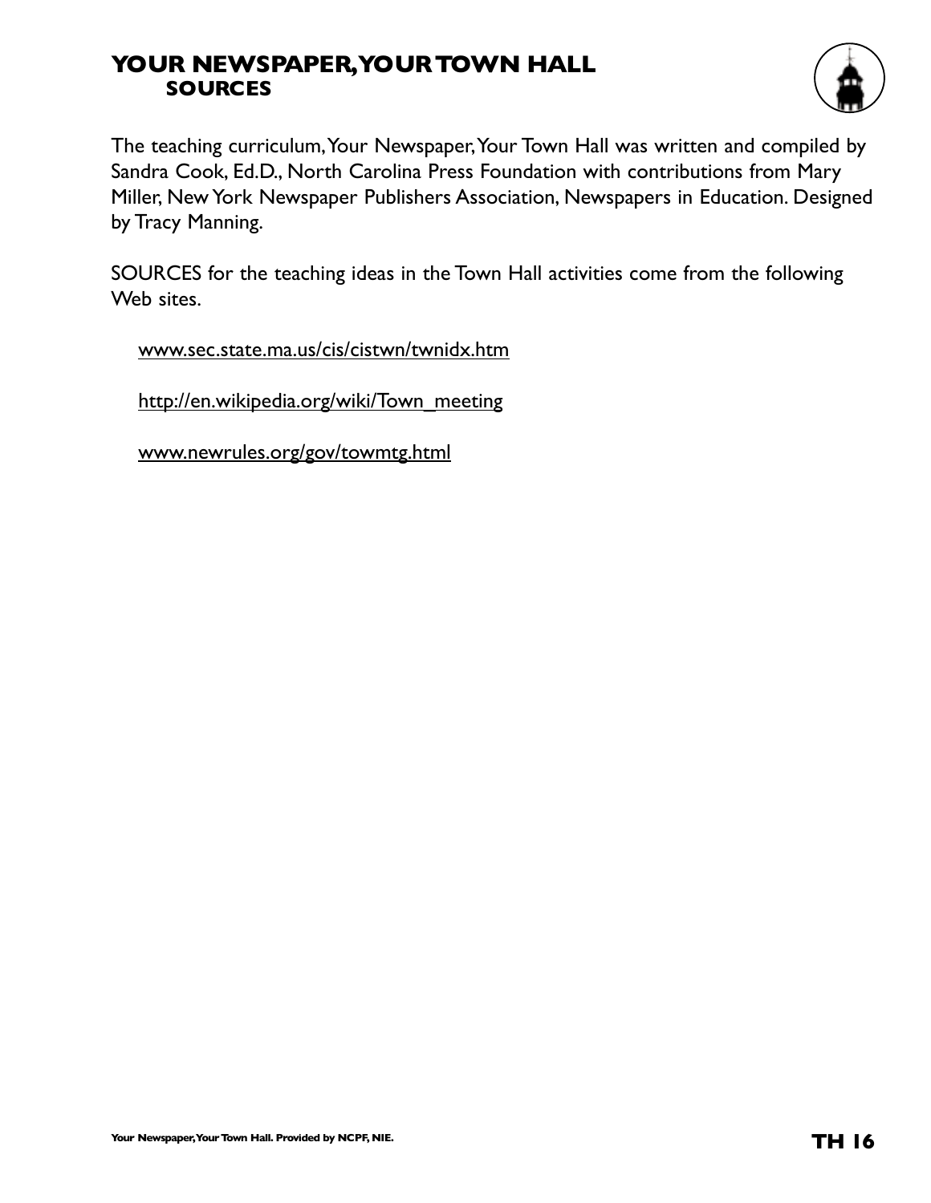# YOUR NEWSPAPER, YOUR TOWN HALL
## SOURCES

The teaching curriculum, Your Newspaper, Your Town Hall was written and compiled by Sandra Cook, Ed.D., North Carolina Press Foundation with contributions from Mary Miller, New York Newspaper Publishers Association, Newspapers in Education. Designed by Tracy Manning.

SOURCES for the teaching ideas in the Town Hall activities come from the following Web sites.

www.sec.state.ma.us/cis/cistwn/twnidx.htm

http://en.wikipedia.org/wiki/Town_meeting

www.newrules.org/gov/towmtg.html